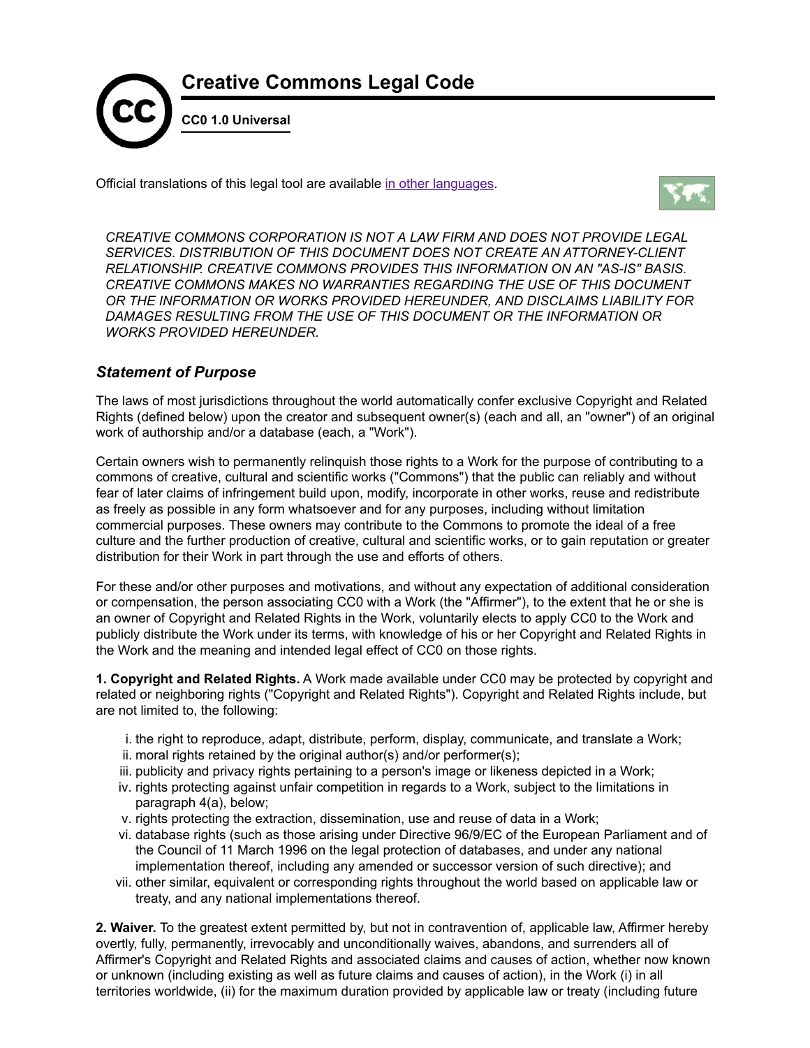# Creative Commons Legal Code

**CC0 1.0 Universal**

Official translations of this legal tool are available in other languages.

*CREATIVE COMMONS CORPORATION IS NOT A LAW FIRM AND DOES NOT PROVIDE LEGAL SERVICES. DISTRIBUTION OF THIS DOCUMENT DOES NOT CREATE AN ATTORNEY-CLIENT RELATIONSHIP. CREATIVE COMMONS PROVIDES THIS INFORMATION ON AN "AS-IS" BASIS. CREATIVE COMMONS MAKES NO WARRANTIES REGARDING THE USE OF THIS DOCUMENT OR THE INFORMATION OR WORKS PROVIDED HEREUNDER, AND DISCLAIMS LIABILITY FOR DAMAGES RESULTING FROM THE USE OF THIS DOCUMENT OR THE INFORMATION OR WORKS PROVIDED HEREUNDER.*

## *Statement of Purpose*

The laws of most jurisdictions throughout the world automatically confer exclusive Copyright and Related Rights (defined below) upon the creator and subsequent owner(s) (each and all, an "owner") of an original work of authorship and/or a database (each, a "Work").

Certain owners wish to permanently relinquish those rights to a Work for the purpose of contributing to a commons of creative, cultural and scientific works ("Commons") that the public can reliably and without fear of later claims of infringement build upon, modify, incorporate in other works, reuse and redistribute as freely as possible in any form whatsoever and for any purposes, including without limitation commercial purposes. These owners may contribute to the Commons to promote the ideal of a free culture and the further production of creative, cultural and scientific works, or to gain reputation or greater distribution for their Work in part through the use and efforts of others.

For these and/or other purposes and motivations, and without any expectation of additional consideration or compensation, the person associating CC0 with a Work (the "Affirmer"), to the extent that he or she is an owner of Copyright and Related Rights in the Work, voluntarily elects to apply CC0 to the Work and publicly distribute the Work under its terms, with knowledge of his or her Copyright and Related Rights in the Work and the meaning and intended legal effect of CC0 on those rights.

**1. Copyright and Related Rights.** A Work made available under CC0 may be protected by copyright and related or neighboring rights ("Copyright and Related Rights"). Copyright and Related Rights include, but are not limited to, the following:

i. the right to reproduce, adapt, distribute, perform, display, communicate, and translate a Work;
ii. moral rights retained by the original author(s) and/or performer(s);
iii. publicity and privacy rights pertaining to a person's image or likeness depicted in a Work;
iv. rights protecting against unfair competition in regards to a Work, subject to the limitations in paragraph 4(a), below;
v. rights protecting the extraction, dissemination, use and reuse of data in a Work;
vi. database rights (such as those arising under Directive 96/9/EC of the European Parliament and of the Council of 11 March 1996 on the legal protection of databases, and under any national implementation thereof, including any amended or successor version of such directive); and
vii. other similar, equivalent or corresponding rights throughout the world based on applicable law or treaty, and any national implementations thereof.

**2. Waiver.** To the greatest extent permitted by, but not in contravention of, applicable law, Affirmer hereby overtly, fully, permanently, irrevocably and unconditionally waives, abandons, and surrenders all of Affirmer's Copyright and Related Rights and associated claims and causes of action, whether now known or unknown (including existing as well as future claims and causes of action), in the Work (i) in all territories worldwide, (ii) for the maximum duration provided by applicable law or treaty (including future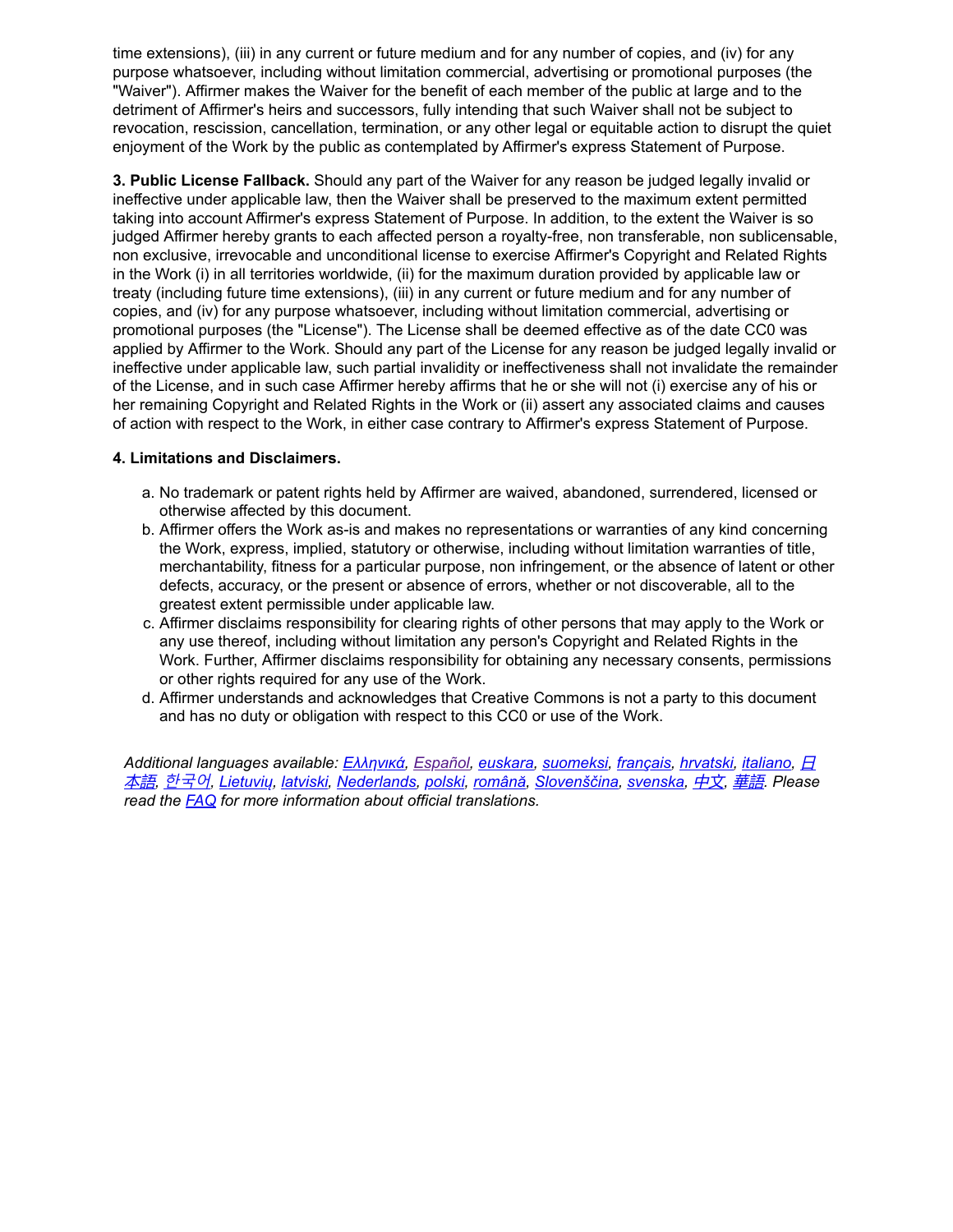time extensions), (iii) in any current or future medium and for any number of copies, and (iv) for any purpose whatsoever, including without limitation commercial, advertising or promotional purposes (the "Waiver"). Affirmer makes the Waiver for the benefit of each member of the public at large and to the detriment of Affirmer's heirs and successors, fully intending that such Waiver shall not be subject to revocation, rescission, cancellation, termination, or any other legal or equitable action to disrupt the quiet enjoyment of the Work by the public as contemplated by Affirmer's express Statement of Purpose.

**3. Public License Fallback.** Should any part of the Waiver for any reason be judged legally invalid or ineffective under applicable law, then the Waiver shall be preserved to the maximum extent permitted taking into account Affirmer's express Statement of Purpose. In addition, to the extent the Waiver is so judged Affirmer hereby grants to each affected person a royalty-free, non transferable, non sublicensable, non exclusive, irrevocable and unconditional license to exercise Affirmer's Copyright and Related Rights in the Work (i) in all territories worldwide, (ii) for the maximum duration provided by applicable law or treaty (including future time extensions), (iii) in any current or future medium and for any number of copies, and (iv) for any purpose whatsoever, including without limitation commercial, advertising or promotional purposes (the "License"). The License shall be deemed effective as of the date CC0 was applied by Affirmer to the Work. Should any part of the License for any reason be judged legally invalid or ineffective under applicable law, such partial invalidity or ineffectiveness shall not invalidate the remainder of the License, and in such case Affirmer hereby affirms that he or she will not (i) exercise any of his or her remaining Copyright and Related Rights in the Work or (ii) assert any associated claims and causes of action with respect to the Work, in either case contrary to Affirmer's express Statement of Purpose.

**4. Limitations and Disclaimers.**

a. No trademark or patent rights held by Affirmer are waived, abandoned, surrendered, licensed or otherwise affected by this document.
b. Affirmer offers the Work as-is and makes no representations or warranties of any kind concerning the Work, express, implied, statutory or otherwise, including without limitation warranties of title, merchantability, fitness for a particular purpose, non infringement, or the absence of latent or other defects, accuracy, or the present or absence of errors, whether or not discoverable, all to the greatest extent permissible under applicable law.
c. Affirmer disclaims responsibility for clearing rights of other persons that may apply to the Work or any use thereof, including without limitation any person's Copyright and Related Rights in the Work. Further, Affirmer disclaims responsibility for obtaining any necessary consents, permissions or other rights required for any use of the Work.
d. Affirmer understands and acknowledges that Creative Commons is not a party to this document and has no duty or obligation with respect to this CC0 or use of the Work.

*Additional languages available: Ελληνικά, Español, euskara, suomeksi, français, hrvatski, italiano, 日本語, 한국어, Lietuvių, latviski, Nederlands, polski, română, Slovenščina, svenska, 中文, 華語. Please read the FAQ for more information about official translations.*